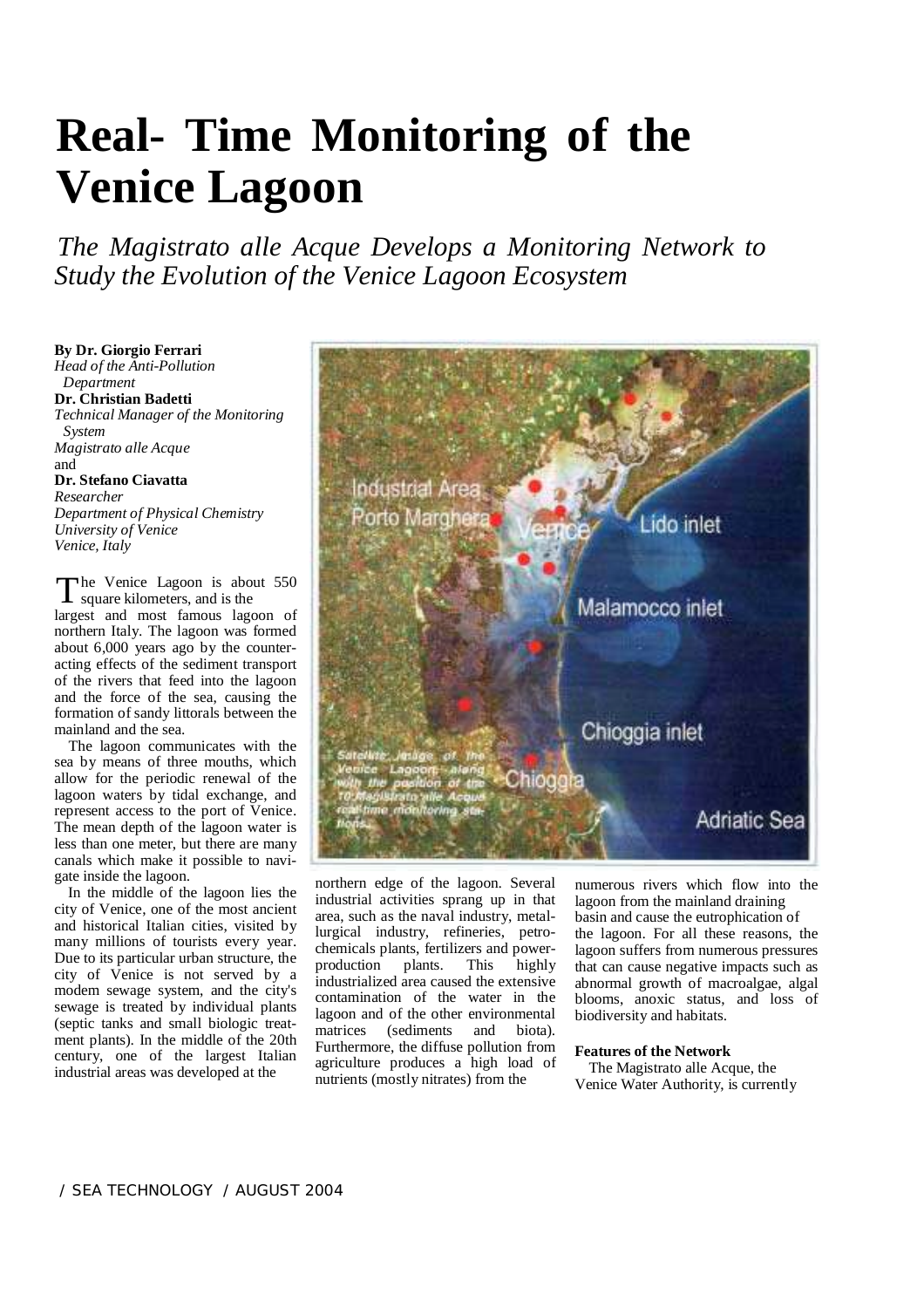# Real- Time Monitoring of the Venice Lagoon

*The Magistrato alle Acque Develops a Monitoring Network to Study the Evolution of the Venice Lagoon Ecosystem*

**By Dr. Giorgio Ferrari**
*Head of the Anti-Pollution Department*
**Dr. Christian Badetti**
*Technical Manager of the Monitoring System*
*Magistrato alle Acque*
and
**Dr. Stefano Ciavatta**
*Researcher*
*Department of Physical Chemistry*
*University of Venice*
*Venice, Italy*

The Venice Lagoon is about 550 square kilometers, and is the largest and most famous lagoon of northern Italy. The lagoon was formed about 6,000 years ago by the counteracting effects of the sediment transport of the rivers that feed into the lagoon and the force of the sea, causing the formation of sandy littorals between the mainland and the sea.

The lagoon communicates with the sea by means of three mouths, which allow for the periodic renewal of the lagoon waters by tidal exchange, and represent access to the port of Venice. The mean depth of the lagoon water is less than one meter, but there are many canals which make it possible to navigate inside the lagoon.

In the middle of the lagoon lies the city of Venice, one of the most ancient and historical Italian cities, visited by many millions of tourists every year. Due to its particular urban structure, the city of Venice is not served by a modem sewage system, and the city's sewage is treated by individual plants (septic tanks and small biologic treatment plants). In the middle of the 20th century, one of the largest Italian industrial areas was developed at the northern edge of the lagoon. Several industrial activities sprang up in that area, such as the naval industry, metallurgical industry, refineries, petrochemicals plants, fertilizers and power-production plants. This highly industrialized area caused the extensive contamination of the water in the lagoon and of the other environmental matrices (sediments and biota). Furthermore, the diffuse pollution from agriculture produces a high load of nutrients (mostly nitrates) from the numerous rivers which flow into the lagoon from the mainland draining basin and cause the eutrophication of the lagoon. For all these reasons, the lagoon suffers from numerous pressures that can cause negative impacts such as abnormal growth of macroalgae, algal blooms, anoxic status, and loss of biodiversity and habitats.

Satellite image of the Venice Lagoon along with the position of the 10 Magistrato alle Acque real-time monitoring stations.

**Features of the Network**

The Magistrato alle Acque, the Venice Water Authority, is currently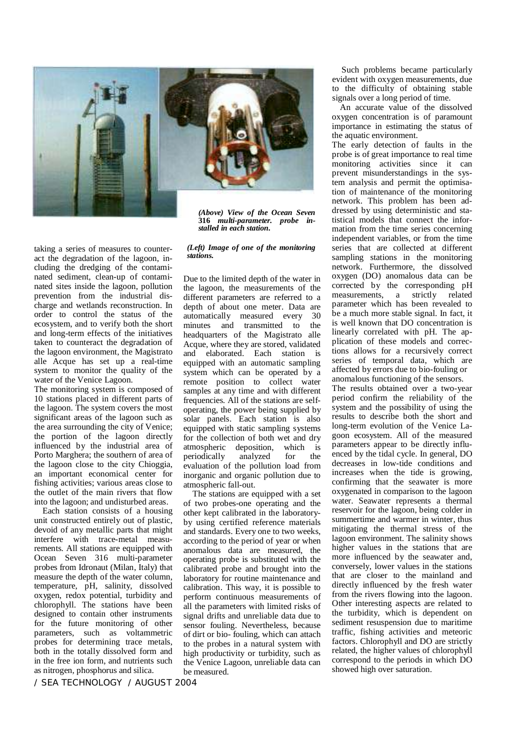*(Above) View of the Ocean Seven* ***316*** *multi-parameter. probe installed in each station.*

*(Left) Image of one of the monitoring stations.*

taking a series of measures to counteract the degradation of the lagoon, including the dredging of the contaminated sediment, clean-up of contaminated sites inside the lagoon, pollution prevention from the industrial discharge and wetlands reconstruction. In order to control the status of the ecosystem, and to verify both the short and long-term effects of the initiatives taken to counteract the degradation of the lagoon environment, the Magistrato alle Acque has set up a real-time system to monitor the quality of the water of the Venice Lagoon.

The monitoring system is composed of 10 stations placed in different parts of the lagoon. The system covers the most significant areas of the lagoon such as the area surrounding the city of Venice; the portion of the lagoon directly influenced by the industrial area of Porto Marghera; the southern of area of the lagoon close to the city Chioggia, an important economical center for fishing activities; various areas close to the outlet of the main rivers that flow into the lagoon; and undisturbed areas.

Each station consists of a housing unit constructed entirely out of plastic, devoid of any metallic parts that might interfere with trace-metal measurements. All stations are equipped with Ocean Seven 316 multi-parameter probes from Idronaut (Milan, Italy) that measure the depth of the water column, temperature, pH, salinity, dissolved oxygen, redox potential, turbidity and chlorophyll. The stations have been designed to contain other instruments for the future monitoring of other parameters, such as voltammetric probes for determining trace metals, both in the totally dissolved form and in the free ion form, and nutrients such as nitrogen, phosphorus and silica.

Due to the limited depth of the water in the lagoon, the measurements of the different parameters are referred to a depth of about one meter. Data are automatically measured every 30 minutes and transmitted to the headquarters of the Magistrato alle Acque, where they are stored, validated and elaborated. Each station is equipped with an automatic sampling system which can be operated by a remote position to collect water samples at any time and with different frequencies. All of the stations are self-operating, the power being supplied by solar panels. Each station is also equipped with static sampling systems for the collection of both wet and dry atmospheric deposition, which is periodically analyzed for the evaluation of the pollution load from inorganic and organic pollution due to atmospheric fall-out.

The stations are equipped with a set of two probes-one operating and the other kept calibrated in the laboratory-by using certified reference materials and standards. Every one to two weeks, according to the period of year or when anomalous data are measured, the operating probe is substituted with the calibrated probe and brought into the laboratory for routine maintenance and calibration. This way, it is possible to perform continuous measurements of all the parameters with limited risks of signal drifts and unreliable data due to sensor fouling. Nevertheless, because of dirt or bio- fouling, which can attach to the probes in a natural system with high productivity or turbidity, such as the Venice Lagoon, unreliable data can be measured.

Such problems became particularly evident with oxygen measurements, due to the difficulty of obtaining stable signals over a long period of time.

An accurate value of the dissolved oxygen concentration is of paramount importance in estimating the status of the aquatic environment.

The early detection of faults in the probe is of great importance to real time monitoring activities since it can prevent misunderstandings in the system analysis and permit the optimisation of maintenance of the monitoring network. This problem has been addressed by using deterministic and statistical models that connect the information from the time series concerning independent variables, or from the time series that are collected at different sampling stations in the monitoring network. Furthermore, the dissolved oxygen (DO) anomalous data can be corrected by the corresponding pH measurements, a strictly related parameter which has been revealed to be a much more stable signal. In fact, it is well known that DO concentration is linearly correlated with pH. The application of these models and corrections allows for a recursively correct series of temporal data, which are affected by errors due to bio-fouling or anomalous functioning of the sensors.

The results obtained over a two-year period confirm the reliability of the system and the possibility of using the results to describe both the short and long-term evolution of the Venice Lagoon ecosystem. All of the measured parameters appear to be directly influenced by the tidal cycle. In general, DO decreases in low-tide conditions and increases when the tide is growing, confirming that the seawater is more oxygenated in comparison to the lagoon water. Seawater represents a thermal reservoir for the lagoon, being colder in summertime and warmer in winter, thus mitigating the thermal stress of the lagoon environment. The salinity shows higher values in the stations that are more influenced by the seawater and, conversely, lower values in the stations that are closer to the mainland and directly influenced by the fresh water from the rivers flowing into the lagoon. Other interesting aspects are related to the turbidity, which is dependent on sediment resuspension due to maritime traffic, fishing activities and meteoric factors. Chlorophyll and DO are strictly related, the higher values of chlorophyll correspond to the periods in which DO showed high over saturation.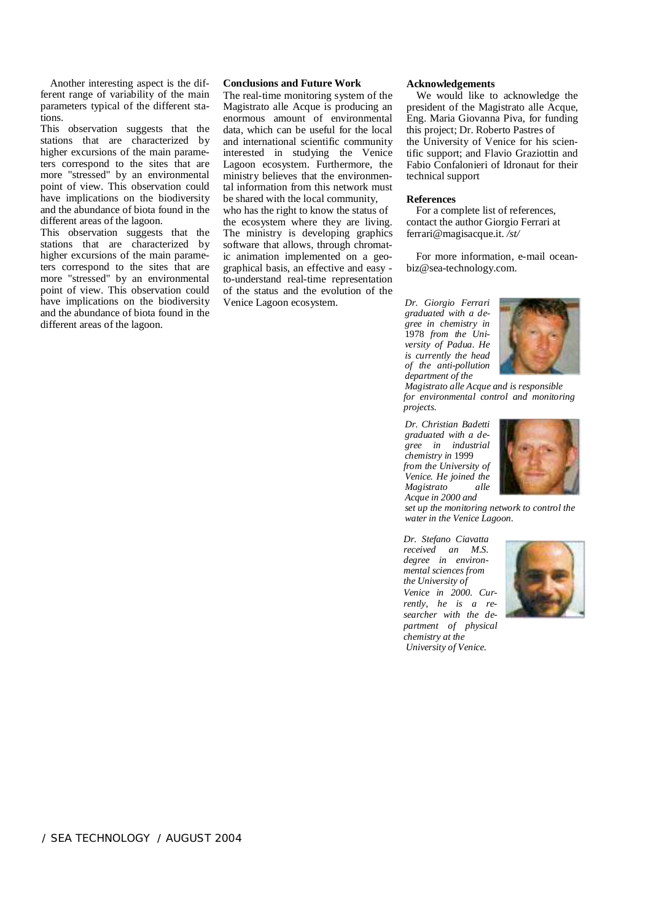Another interesting aspect is the different range of variability of the main parameters typical of the different stations.

This observation suggests that the stations that are characterized by higher excursions of the main parameters correspond to the sites that are more "stressed" by an environmental point of view. This observation could have implications on the biodiversity and the abundance of biota found in the different areas of the lagoon.

This observation suggests that the stations that are characterized by higher excursions of the main parameters correspond to the sites that are more "stressed" by an environmental point of view. This observation could have implications on the biodiversity and the abundance of biota found in the different areas of the lagoon.

**Conclusions and Future Work**

The real-time monitoring system of the Magistrato alle Acque is producing an enormous amount of environmental data, which can be useful for the local and international scientific community interested in studying the Venice Lagoon ecosystem. Furthermore, the ministry believes that the environmental information from this network must be shared with the local community, who has the right to know the status of the ecosystem where they are living. The ministry is developing graphics software that allows, through chromatic animation implemented on a geographical basis, an effective and easy-to-understand real-time representation of the status and the evolution of the Venice Lagoon ecosystem.

**Acknowledgements**

We would like to acknowledge the president of the Magistrato alle Acque, Eng. Maria Giovanna Piva, for funding this project; Dr. Roberto Pastres of the University of Venice for his scientific support; and Flavio Graziottin and Fabio Confalonieri of Idronaut for their technical support

**References**

For a complete list of references, contact the author Giorgio Ferrari at ferrari@magisacque.it. */st/*

For more information, e-mail oceanbiz@sea-technology.com.

*Dr. Giorgio Ferrari graduated with a degree in chemistry in 1978 from the University of Padua. He is currently the head of the anti-pollution department of the Magistrato alle Acque and is responsible for environmental control and monitoring projects.*

*Dr. Christian Badetti graduated with a degree in industrial chemistry in 1999 from the University of Venice. He joined the Magistrato alle Acque in 2000 and set up the monitoring network to control the water in the Venice Lagoon.*

*Dr. Stefano Ciavatta received an M.S. degree in environmental sciences from the University of Venice in 2000. Currently, he is a researcher with the department of physical chemistry at the University of Venice.*